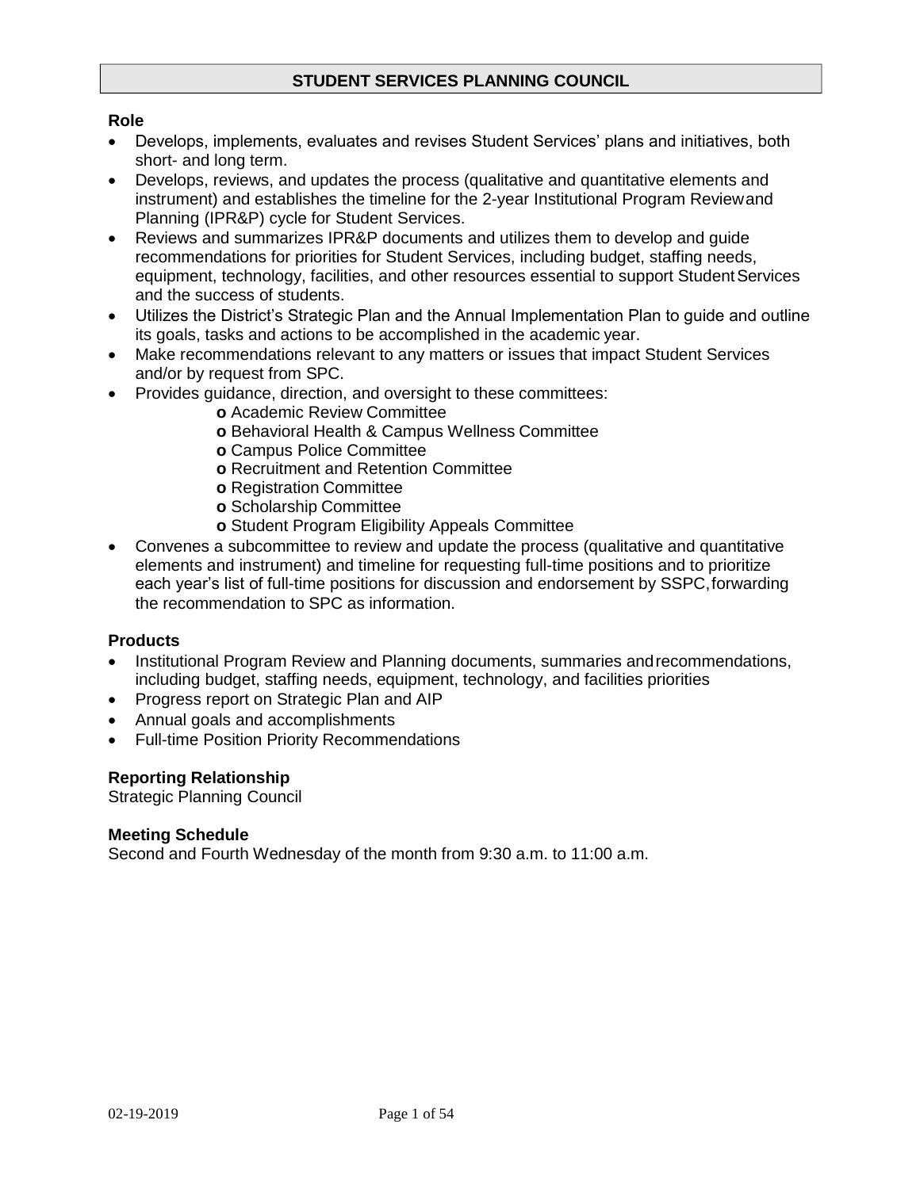# STUDENT SERVICES PLANNING COUNCIL

**Role**

- Develops, implements, evaluates and revises Student Services' plans and initiatives, both short- and long term.
- Develops, reviews, and updates the process (qualitative and quantitative elements and instrument) and establishes the timeline for the 2-year Institutional Program Review and Planning (IPR&P) cycle for Student Services.
- Reviews and summarizes IPR&P documents and utilizes them to develop and guide recommendations for priorities for Student Services, including budget, staffing needs, equipment, technology, facilities, and other resources essential to support Student Services and the success of students.
- Utilizes the District's Strategic Plan and the Annual Implementation Plan to guide and outline its goals, tasks and actions to be accomplished in the academic year.
- Make recommendations relevant to any matters or issues that impact Student Services and/or by request from SPC.
- Provides guidance, direction, and oversight to these committees:
  - Academic Review Committee
  - Behavioral Health & Campus Wellness Committee
  - Campus Police Committee
  - Recruitment and Retention Committee
  - Registration Committee
  - Scholarship Committee
  - Student Program Eligibility Appeals Committee
- Convenes a subcommittee to review and update the process (qualitative and quantitative elements and instrument) and timeline for requesting full-time positions and to prioritize each year's list of full-time positions for discussion and endorsement by SSPC, forwarding the recommendation to SPC as information.

**Products**

- Institutional Program Review and Planning documents, summaries and recommendations, including budget, staffing needs, equipment, technology, and facilities priorities
- Progress report on Strategic Plan and AIP
- Annual goals and accomplishments
- Full-time Position Priority Recommendations

**Reporting Relationship**

Strategic Planning Council

**Meeting Schedule**

Second and Fourth Wednesday of the month from 9:30 a.m. to 11:00 a.m.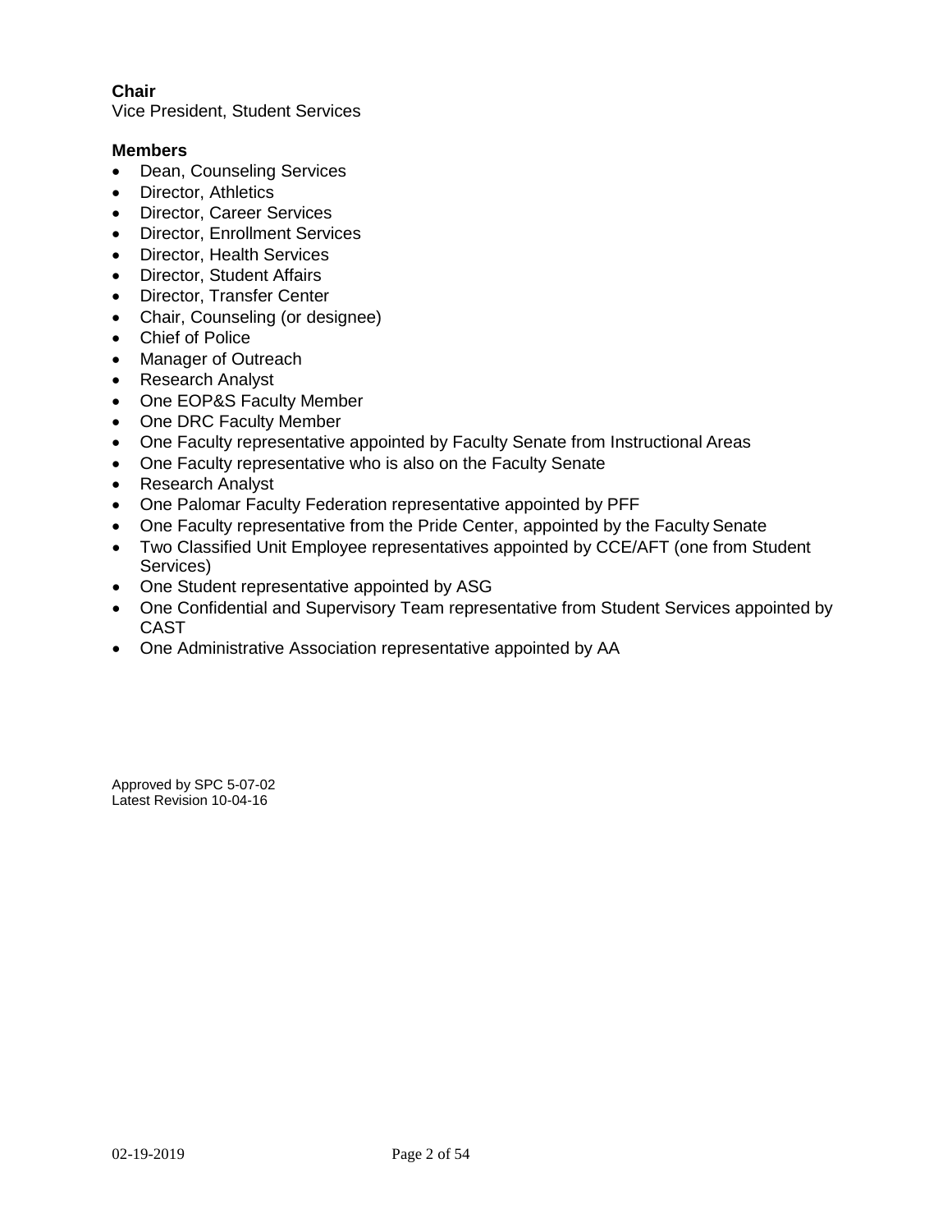**Chair**
Vice President, Student Services

**Members**

- Dean, Counseling Services
- Director, Athletics
- Director, Career Services
- Director, Enrollment Services
- Director, Health Services
- Director, Student Affairs
- Director, Transfer Center
- Chair, Counseling (or designee)
- Chief of Police
- Manager of Outreach
- Research Analyst
- One EOP&S Faculty Member
- One DRC Faculty Member
- One Faculty representative appointed by Faculty Senate from Instructional Areas
- One Faculty representative who is also on the Faculty Senate
- Research Analyst
- One Palomar Faculty Federation representative appointed by PFF
- One Faculty representative from the Pride Center, appointed by the Faculty Senate
- Two Classified Unit Employee representatives appointed by CCE/AFT (one from Student Services)
- One Student representative appointed by ASG
- One Confidential and Supervisory Team representative from Student Services appointed by CAST
- One Administrative Association representative appointed by AA

Approved by SPC 5-07-02
Latest Revision 10-04-16